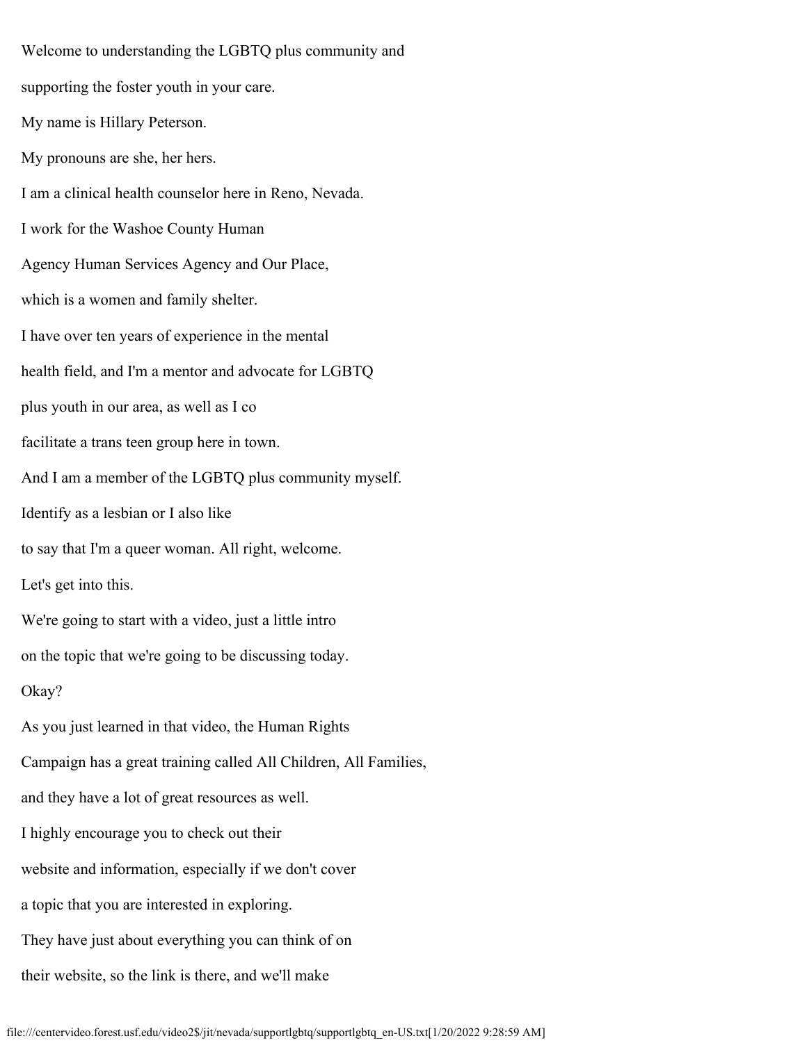Welcome to understanding the LGBTQ plus community and

supporting the foster youth in your care.

My name is Hillary Peterson.

My pronouns are she, her hers.

I am a clinical health counselor here in Reno, Nevada.

I work for the Washoe County Human

Agency Human Services Agency and Our Place,

which is a women and family shelter.

I have over ten years of experience in the mental

health field, and I'm a mentor and advocate for LGBTQ

plus youth in our area, as well as I co

facilitate a trans teen group here in town.

And I am a member of the LGBTQ plus community myself.

Identify as a lesbian or I also like

to say that I'm a queer woman. All right, welcome.

Let's get into this.

We're going to start with a video, just a little intro

on the topic that we're going to be discussing today.

Okay?

As you just learned in that video, the Human Rights

Campaign has a great training called All Children, All Families,

and they have a lot of great resources as well.

I highly encourage you to check out their

website and information, especially if we don't cover

a topic that you are interested in exploring.

They have just about everything you can think of on

their website, so the link is there, and we'll make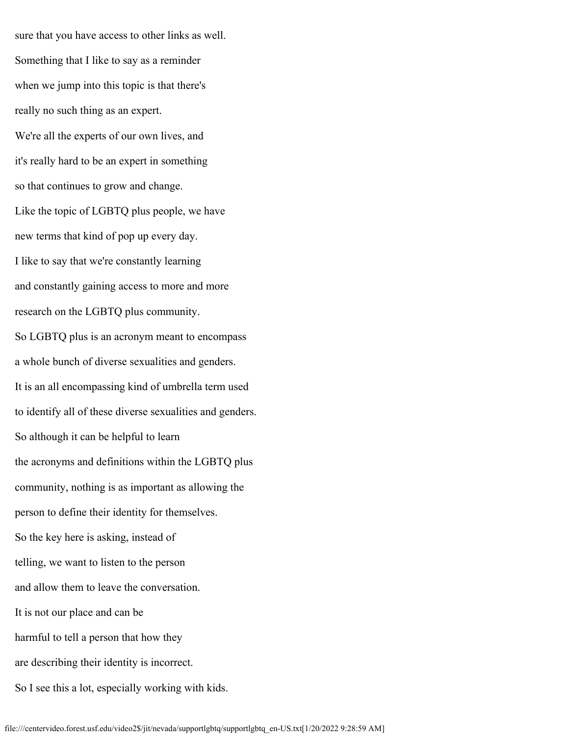sure that you have access to other links as well.

Something that I like to say as a reminder

when we jump into this topic is that there's

really no such thing as an expert.

We're all the experts of our own lives, and

it's really hard to be an expert in something

so that continues to grow and change.

Like the topic of LGBTQ plus people, we have

new terms that kind of pop up every day.

I like to say that we're constantly learning

and constantly gaining access to more and more

research on the LGBTQ plus community.

So LGBTQ plus is an acronym meant to encompass

a whole bunch of diverse sexualities and genders.

It is an all encompassing kind of umbrella term used

to identify all of these diverse sexualities and genders.

So although it can be helpful to learn

the acronyms and definitions within the LGBTQ plus

community, nothing is as important as allowing the

person to define their identity for themselves.

So the key here is asking, instead of

telling, we want to listen to the person

and allow them to leave the conversation.

It is not our place and can be

harmful to tell a person that how they

are describing their identity is incorrect.

So I see this a lot, especially working with kids.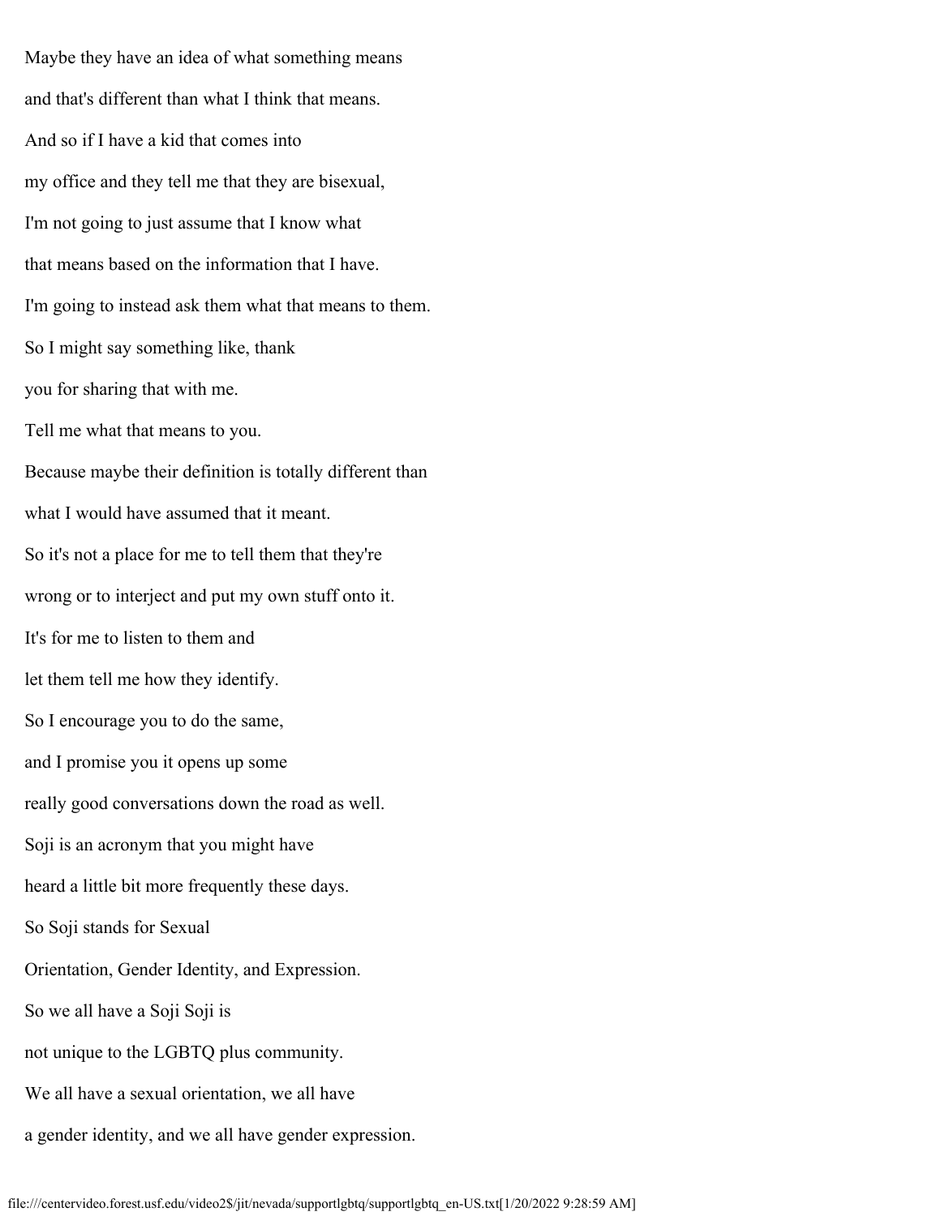Maybe they have an idea of what something means

and that's different than what I think that means.

And so if I have a kid that comes into

my office and they tell me that they are bisexual,

I'm not going to just assume that I know what

that means based on the information that I have.

I'm going to instead ask them what that means to them.

So I might say something like, thank

you for sharing that with me.

Tell me what that means to you.

Because maybe their definition is totally different than

what I would have assumed that it meant.

So it's not a place for me to tell them that they're

wrong or to interject and put my own stuff onto it.

It's for me to listen to them and

let them tell me how they identify.

So I encourage you to do the same,

and I promise you it opens up some

really good conversations down the road as well.

Soji is an acronym that you might have

heard a little bit more frequently these days.

So Soji stands for Sexual

Orientation, Gender Identity, and Expression.

So we all have a Soji Soji is

not unique to the LGBTQ plus community.

We all have a sexual orientation, we all have

a gender identity, and we all have gender expression.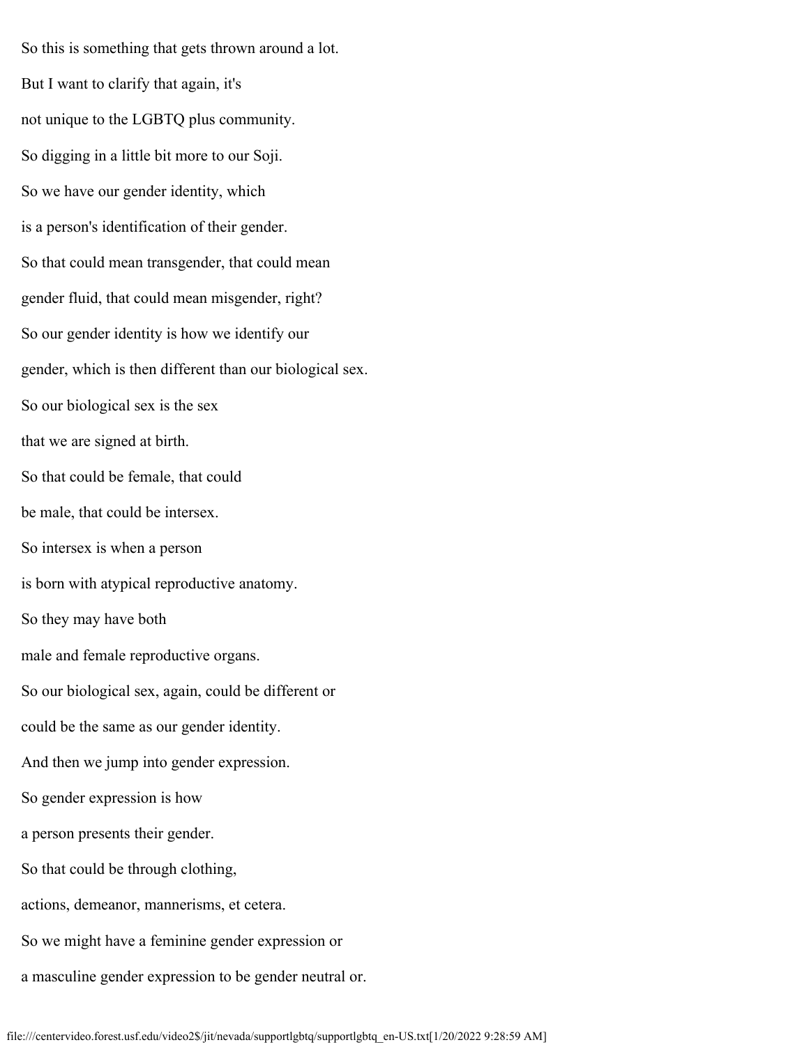So this is something that gets thrown around a lot.

But I want to clarify that again, it's

not unique to the LGBTQ plus community.

So digging in a little bit more to our Soji.

So we have our gender identity, which

is a person's identification of their gender.

So that could mean transgender, that could mean

gender fluid, that could mean misgender, right?

So our gender identity is how we identify our

gender, which is then different than our biological sex.

So our biological sex is the sex

that we are signed at birth.

So that could be female, that could

be male, that could be intersex.

So intersex is when a person

is born with atypical reproductive anatomy.

So they may have both

male and female reproductive organs.

So our biological sex, again, could be different or

could be the same as our gender identity.

And then we jump into gender expression.

So gender expression is how

a person presents their gender.

So that could be through clothing,

actions, demeanor, mannerisms, et cetera.

So we might have a feminine gender expression or

a masculine gender expression to be gender neutral or.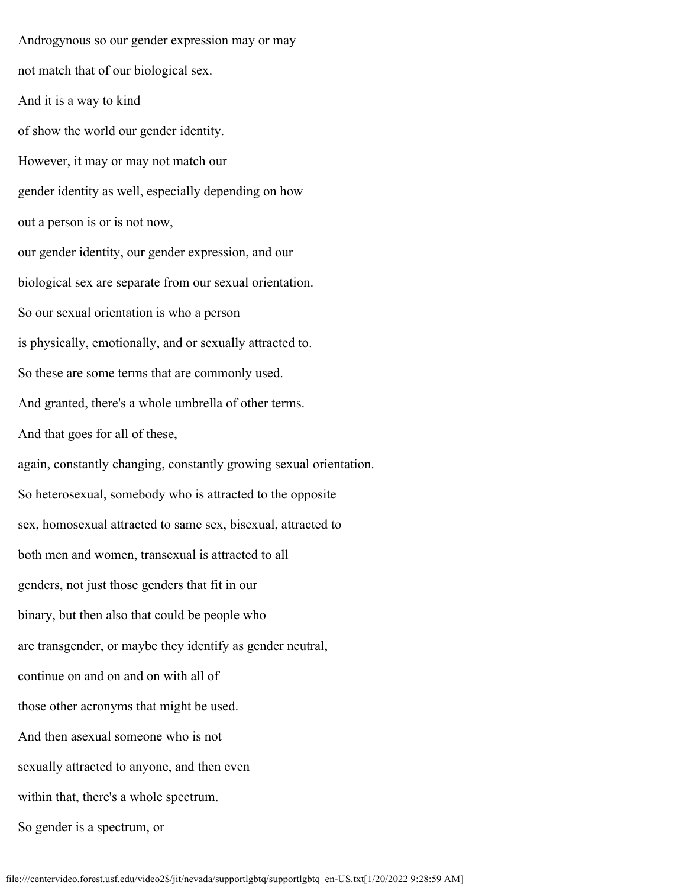Androgynous so our gender expression may or may

not match that of our biological sex.

And it is a way to kind

of show the world our gender identity.

However, it may or may not match our

gender identity as well, especially depending on how

out a person is or is not now,

our gender identity, our gender expression, and our

biological sex are separate from our sexual orientation.

So our sexual orientation is who a person

is physically, emotionally, and or sexually attracted to.

So these are some terms that are commonly used.

And granted, there's a whole umbrella of other terms.

And that goes for all of these,

again, constantly changing, constantly growing sexual orientation.

So heterosexual, somebody who is attracted to the opposite

sex, homosexual attracted to same sex, bisexual, attracted to

both men and women, transexual is attracted to all

genders, not just those genders that fit in our

binary, but then also that could be people who

are transgender, or maybe they identify as gender neutral,

continue on and on and on with all of

those other acronyms that might be used.

And then asexual someone who is not

sexually attracted to anyone, and then even

within that, there's a whole spectrum.

So gender is a spectrum, or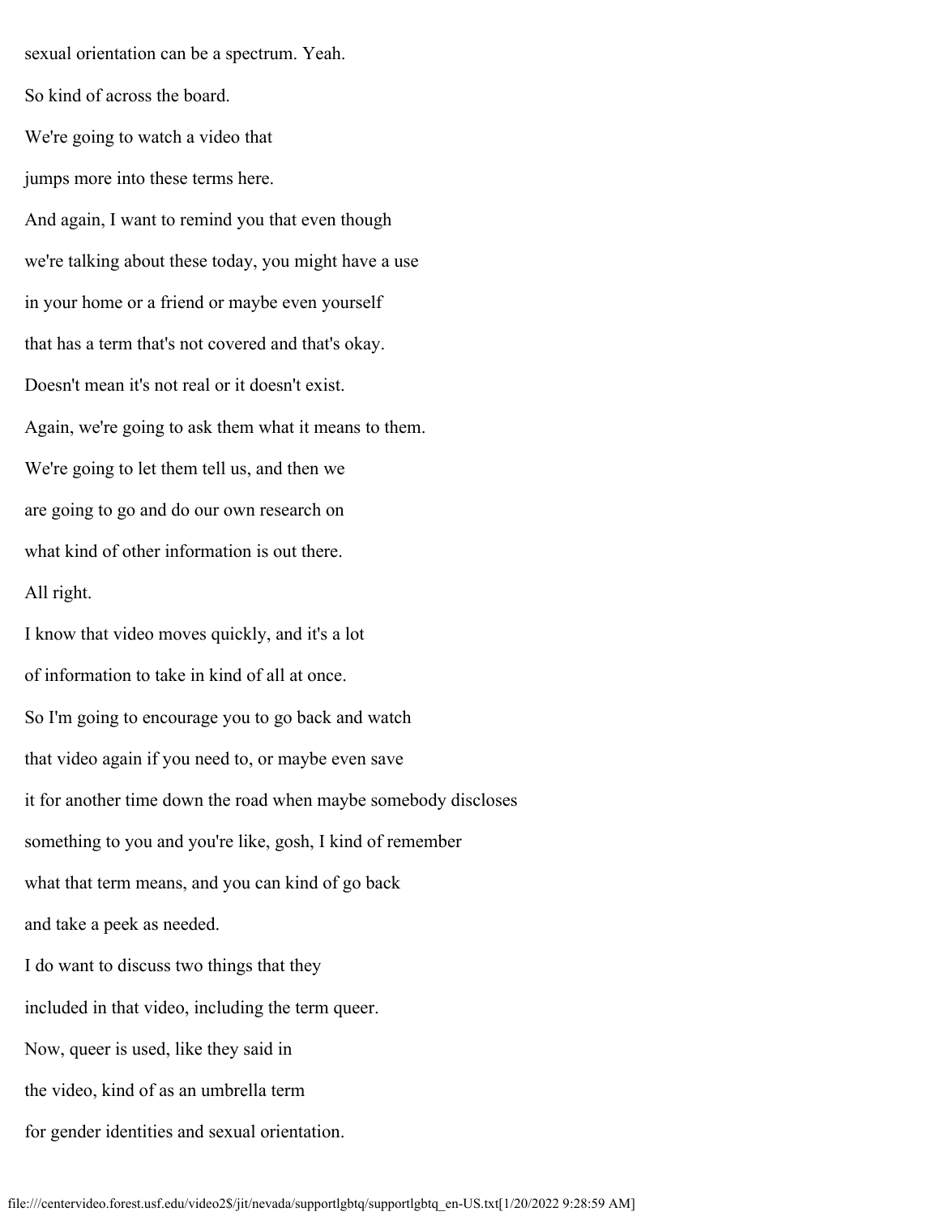sexual orientation can be a spectrum. Yeah.

So kind of across the board.

We're going to watch a video that

jumps more into these terms here.

And again, I want to remind you that even though

we're talking about these today, you might have a use

in your home or a friend or maybe even yourself

that has a term that's not covered and that's okay.

Doesn't mean it's not real or it doesn't exist.

Again, we're going to ask them what it means to them.

We're going to let them tell us, and then we

are going to go and do our own research on

what kind of other information is out there.

All right.

I know that video moves quickly, and it's a lot

of information to take in kind of all at once.

So I'm going to encourage you to go back and watch

that video again if you need to, or maybe even save

it for another time down the road when maybe somebody discloses

something to you and you're like, gosh, I kind of remember

what that term means, and you can kind of go back

and take a peek as needed.

I do want to discuss two things that they

included in that video, including the term queer.

Now, queer is used, like they said in

the video, kind of as an umbrella term

for gender identities and sexual orientation.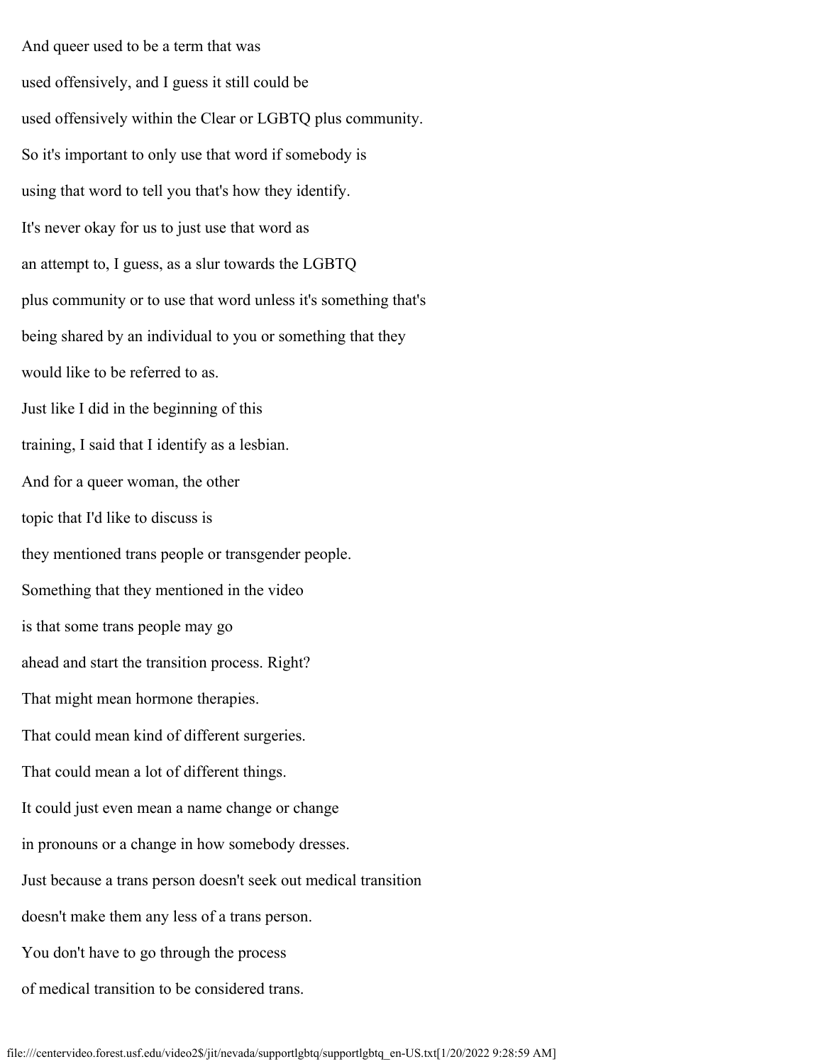And queer used to be a term that was

used offensively, and I guess it still could be

used offensively within the Clear or LGBTQ plus community.

So it's important to only use that word if somebody is

using that word to tell you that's how they identify.

It's never okay for us to just use that word as

an attempt to, I guess, as a slur towards the LGBTQ

plus community or to use that word unless it's something that's

being shared by an individual to you or something that they

would like to be referred to as.

Just like I did in the beginning of this

training, I said that I identify as a lesbian.

And for a queer woman, the other

topic that I'd like to discuss is

they mentioned trans people or transgender people.

Something that they mentioned in the video

is that some trans people may go

ahead and start the transition process. Right?

That might mean hormone therapies.

That could mean kind of different surgeries.

That could mean a lot of different things.

It could just even mean a name change or change

in pronouns or a change in how somebody dresses.

Just because a trans person doesn't seek out medical transition

doesn't make them any less of a trans person.

You don't have to go through the process

of medical transition to be considered trans.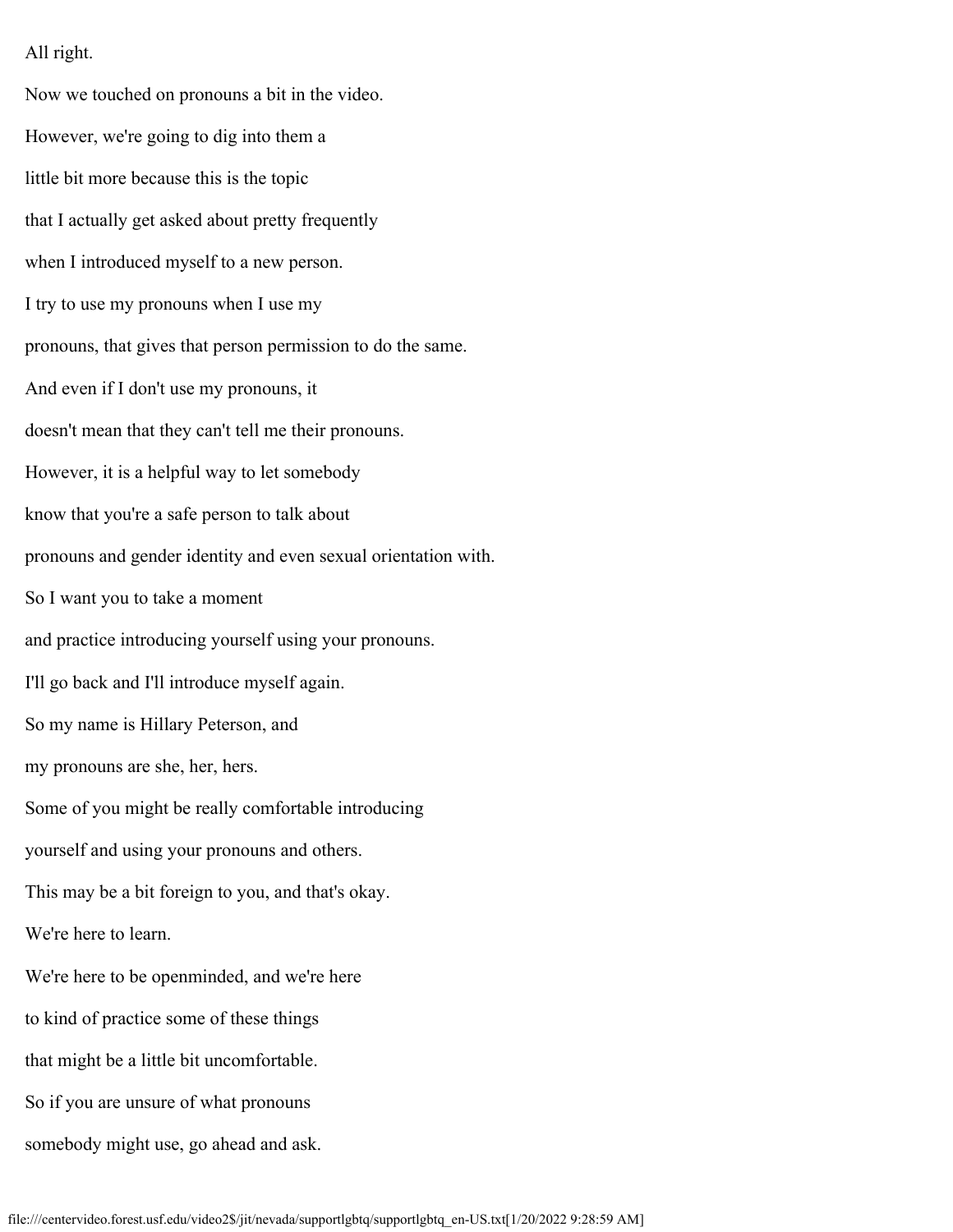All right.

Now we touched on pronouns a bit in the video.

However, we're going to dig into them a

little bit more because this is the topic

that I actually get asked about pretty frequently

when I introduced myself to a new person.

I try to use my pronouns when I use my

pronouns, that gives that person permission to do the same.

And even if I don't use my pronouns, it

doesn't mean that they can't tell me their pronouns.

However, it is a helpful way to let somebody

know that you're a safe person to talk about

pronouns and gender identity and even sexual orientation with.

So I want you to take a moment

and practice introducing yourself using your pronouns.

I'll go back and I'll introduce myself again.

So my name is Hillary Peterson, and

my pronouns are she, her, hers.

Some of you might be really comfortable introducing

yourself and using your pronouns and others.

This may be a bit foreign to you, and that's okay.

We're here to learn.

We're here to be openminded, and we're here

to kind of practice some of these things

that might be a little bit uncomfortable.

So if you are unsure of what pronouns

somebody might use, go ahead and ask.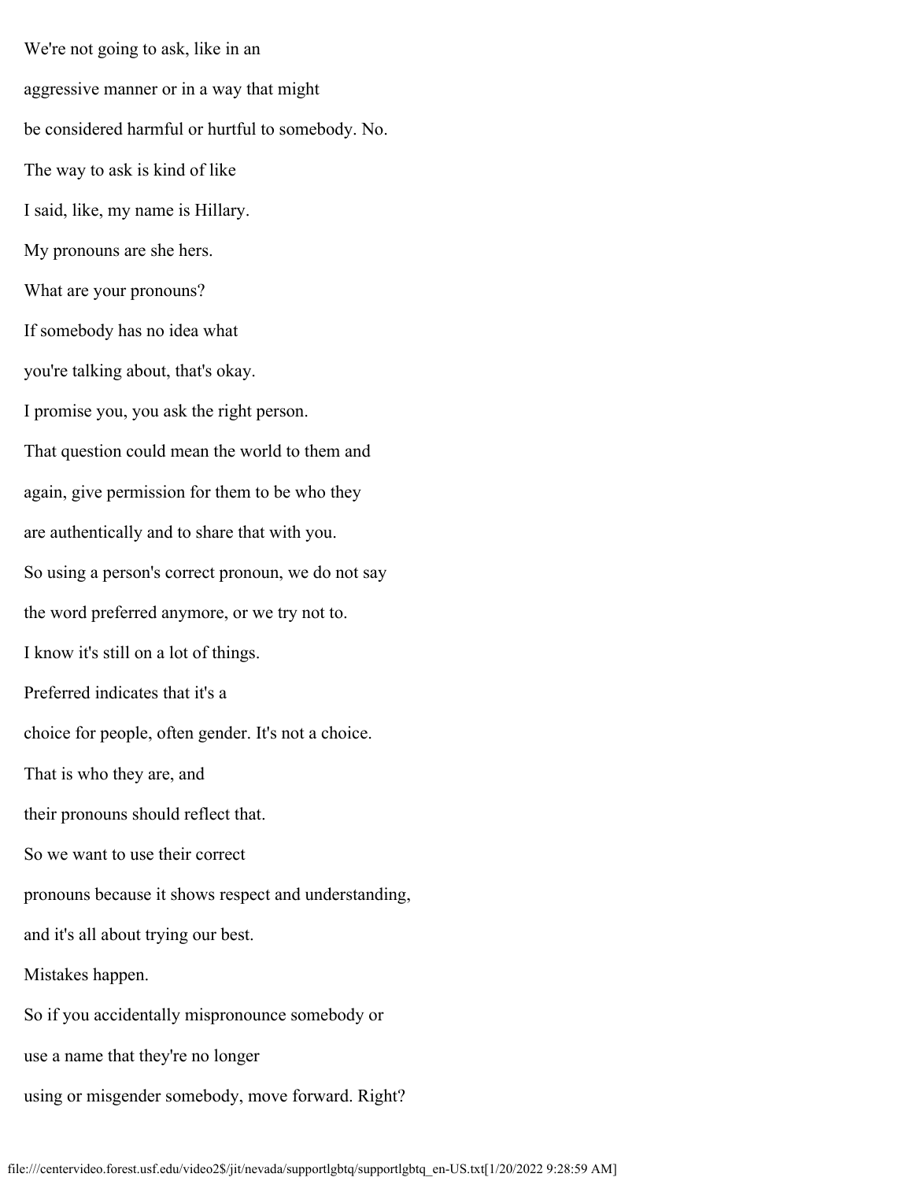We're not going to ask, like in an

aggressive manner or in a way that might

be considered harmful or hurtful to somebody. No.

The way to ask is kind of like

I said, like, my name is Hillary.

My pronouns are she hers.

What are your pronouns?

If somebody has no idea what

you're talking about, that's okay.

I promise you, you ask the right person.

That question could mean the world to them and

again, give permission for them to be who they

are authentically and to share that with you.

So using a person's correct pronoun, we do not say

the word preferred anymore, or we try not to.

I know it's still on a lot of things.

Preferred indicates that it's a

choice for people, often gender. It's not a choice.

That is who they are, and

their pronouns should reflect that.

So we want to use their correct

pronouns because it shows respect and understanding,

and it's all about trying our best.

Mistakes happen.

So if you accidentally mispronounce somebody or

use a name that they're no longer

using or misgender somebody, move forward. Right?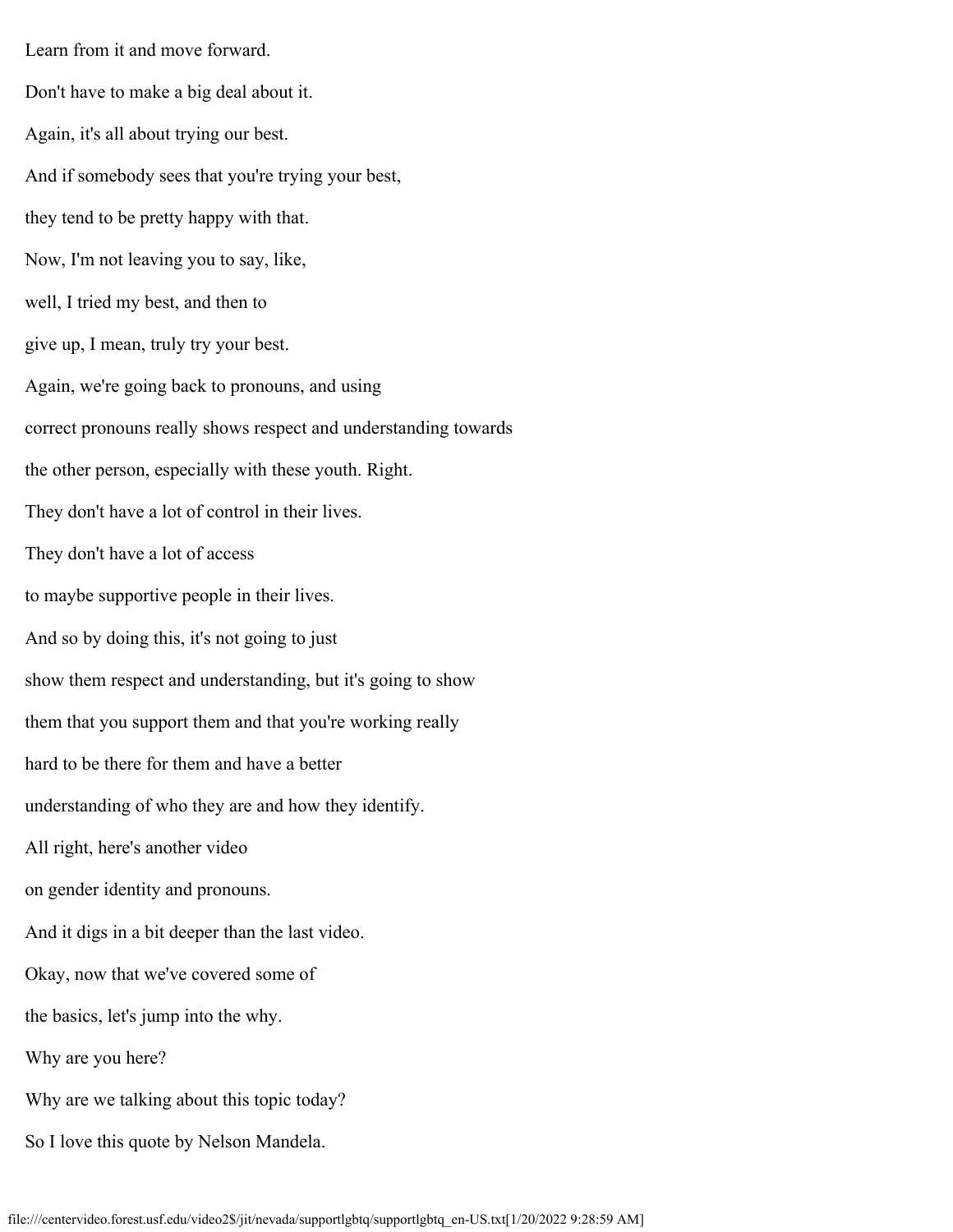Learn from it and move forward.

Don't have to make a big deal about it.

Again, it's all about trying our best.

And if somebody sees that you're trying your best,

they tend to be pretty happy with that.

Now, I'm not leaving you to say, like,

well, I tried my best, and then to

give up, I mean, truly try your best.

Again, we're going back to pronouns, and using

correct pronouns really shows respect and understanding towards

the other person, especially with these youth. Right.

They don't have a lot of control in their lives.

They don't have a lot of access

to maybe supportive people in their lives.

And so by doing this, it's not going to just

show them respect and understanding, but it's going to show

them that you support them and that you're working really

hard to be there for them and have a better

understanding of who they are and how they identify.

All right, here's another video

on gender identity and pronouns.

And it digs in a bit deeper than the last video.

Okay, now that we've covered some of

the basics, let's jump into the why.

Why are you here?

Why are we talking about this topic today?

So I love this quote by Nelson Mandela.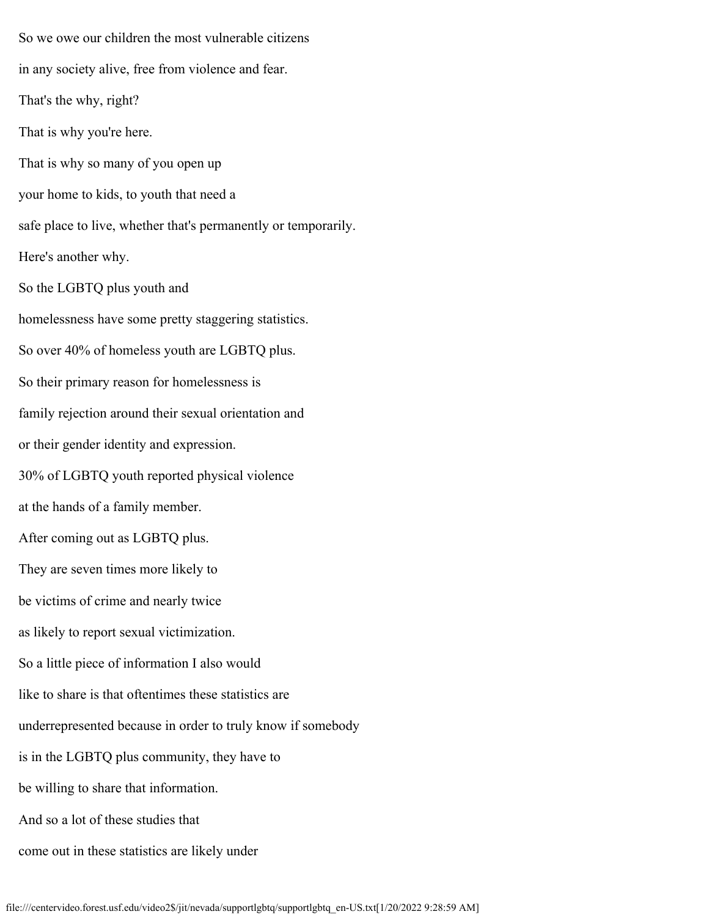So we owe our children the most vulnerable citizens

in any society alive, free from violence and fear.

That's the why, right?

That is why you're here.

That is why so many of you open up

your home to kids, to youth that need a

safe place to live, whether that's permanently or temporarily.

Here's another why.

So the LGBTQ plus youth and

homelessness have some pretty staggering statistics.

So over 40% of homeless youth are LGBTQ plus.

So their primary reason for homelessness is

family rejection around their sexual orientation and

or their gender identity and expression.

30% of LGBTQ youth reported physical violence

at the hands of a family member.

After coming out as LGBTQ plus.

They are seven times more likely to

be victims of crime and nearly twice

as likely to report sexual victimization.

So a little piece of information I also would

like to share is that oftentimes these statistics are

underrepresented because in order to truly know if somebody

is in the LGBTQ plus community, they have to

be willing to share that information.

And so a lot of these studies that

come out in these statistics are likely under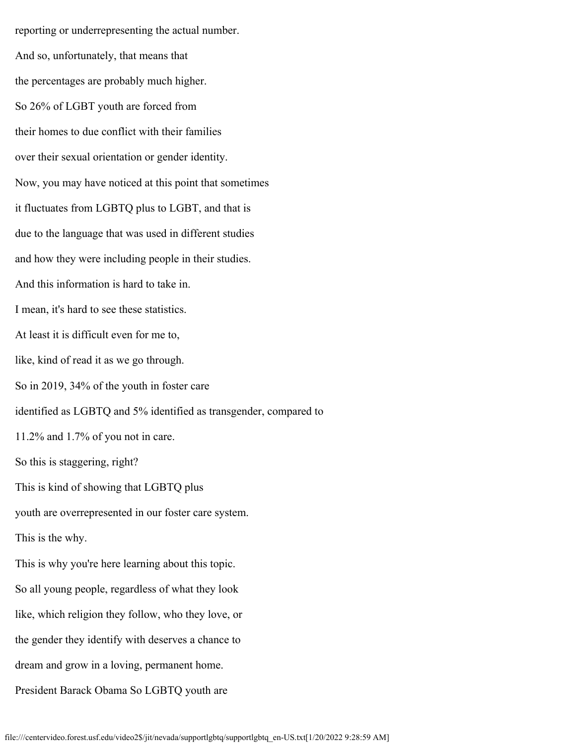reporting or underrepresenting the actual number.

And so, unfortunately, that means that

the percentages are probably much higher.

So 26% of LGBT youth are forced from

their homes to due conflict with their families

over their sexual orientation or gender identity.

Now, you may have noticed at this point that sometimes

it fluctuates from LGBTQ plus to LGBT, and that is

due to the language that was used in different studies

and how they were including people in their studies.

And this information is hard to take in.

I mean, it's hard to see these statistics.

At least it is difficult even for me to,

like, kind of read it as we go through.

So in 2019, 34% of the youth in foster care

identified as LGBTQ and 5% identified as transgender, compared to

11.2% and 1.7% of you not in care.

So this is staggering, right?

This is kind of showing that LGBTQ plus

youth are overrepresented in our foster care system.

This is the why.

This is why you're here learning about this topic.

So all young people, regardless of what they look

like, which religion they follow, who they love, or

the gender they identify with deserves a chance to

dream and grow in a loving, permanent home.

President Barack Obama So LGBTQ youth are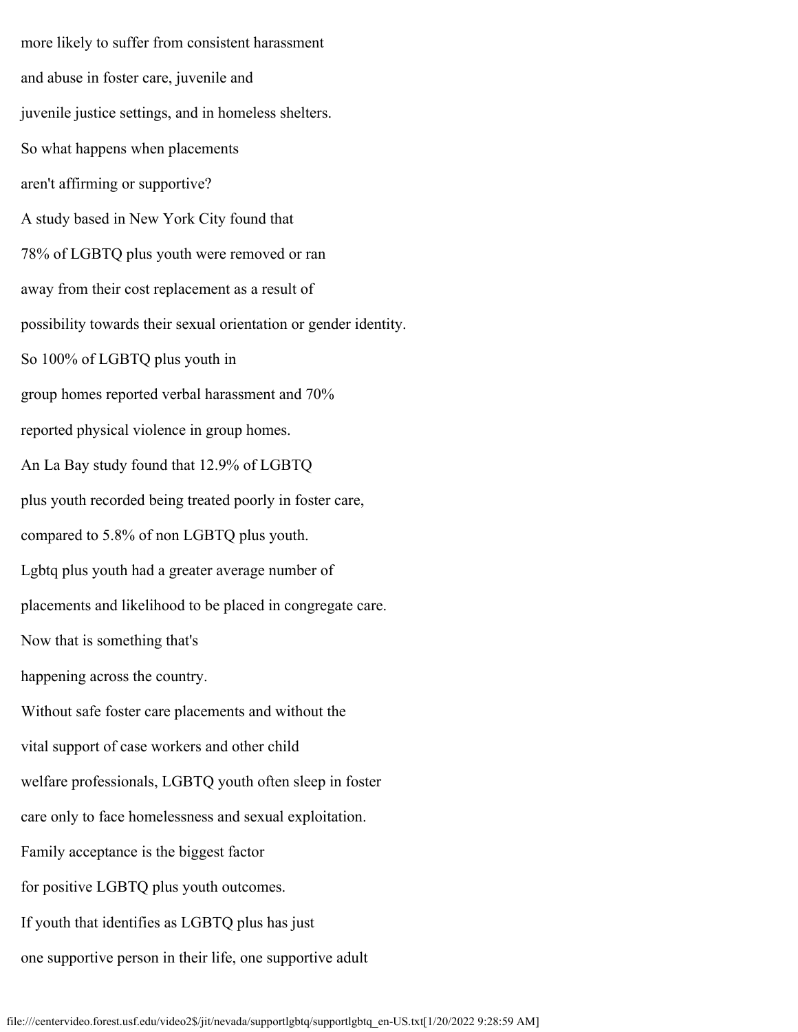more likely to suffer from consistent harassment

and abuse in foster care, juvenile and

juvenile justice settings, and in homeless shelters.

So what happens when placements

aren't affirming or supportive?

A study based in New York City found that

78% of LGBTQ plus youth were removed or ran

away from their cost replacement as a result of

possibility towards their sexual orientation or gender identity.

So 100% of LGBTQ plus youth in

group homes reported verbal harassment and 70%

reported physical violence in group homes.

An La Bay study found that 12.9% of LGBTQ

plus youth recorded being treated poorly in foster care,

compared to 5.8% of non LGBTQ plus youth.

Lgbtq plus youth had a greater average number of

placements and likelihood to be placed in congregate care.

Now that is something that's

happening across the country.

Without safe foster care placements and without the

vital support of case workers and other child

welfare professionals, LGBTQ youth often sleep in foster

care only to face homelessness and sexual exploitation.

Family acceptance is the biggest factor

for positive LGBTQ plus youth outcomes.

If youth that identifies as LGBTQ plus has just

one supportive person in their life, one supportive adult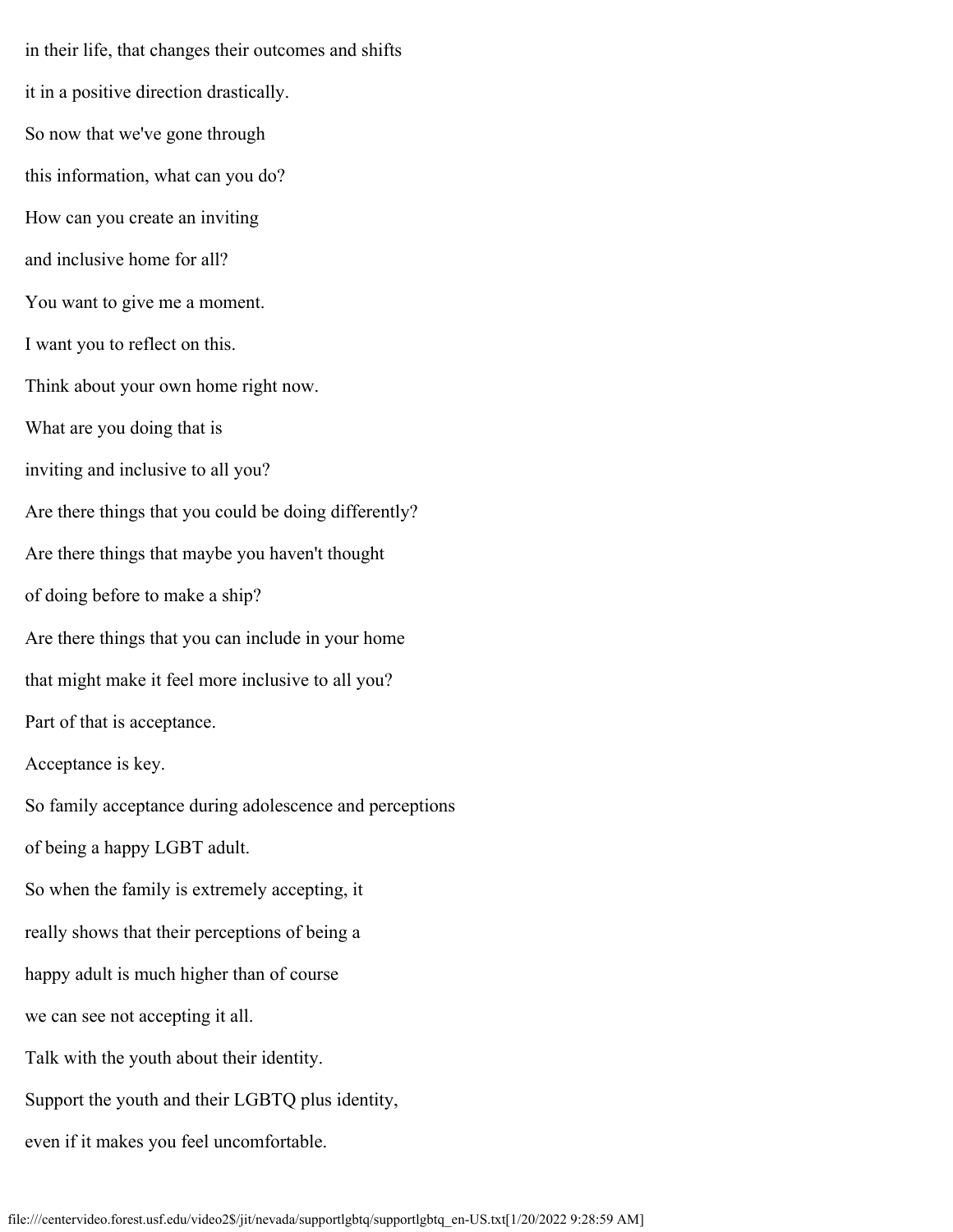in their life, that changes their outcomes and shifts

it in a positive direction drastically.

So now that we've gone through

this information, what can you do?

How can you create an inviting

and inclusive home for all?

You want to give me a moment.

I want you to reflect on this.

Think about your own home right now.

What are you doing that is

inviting and inclusive to all you?

Are there things that you could be doing differently?

Are there things that maybe you haven't thought

of doing before to make a ship?

Are there things that you can include in your home

that might make it feel more inclusive to all you?

Part of that is acceptance.

Acceptance is key.

So family acceptance during adolescence and perceptions

of being a happy LGBT adult.

So when the family is extremely accepting, it

really shows that their perceptions of being a

happy adult is much higher than of course

we can see not accepting it all.

Talk with the youth about their identity.

Support the youth and their LGBTQ plus identity,

even if it makes you feel uncomfortable.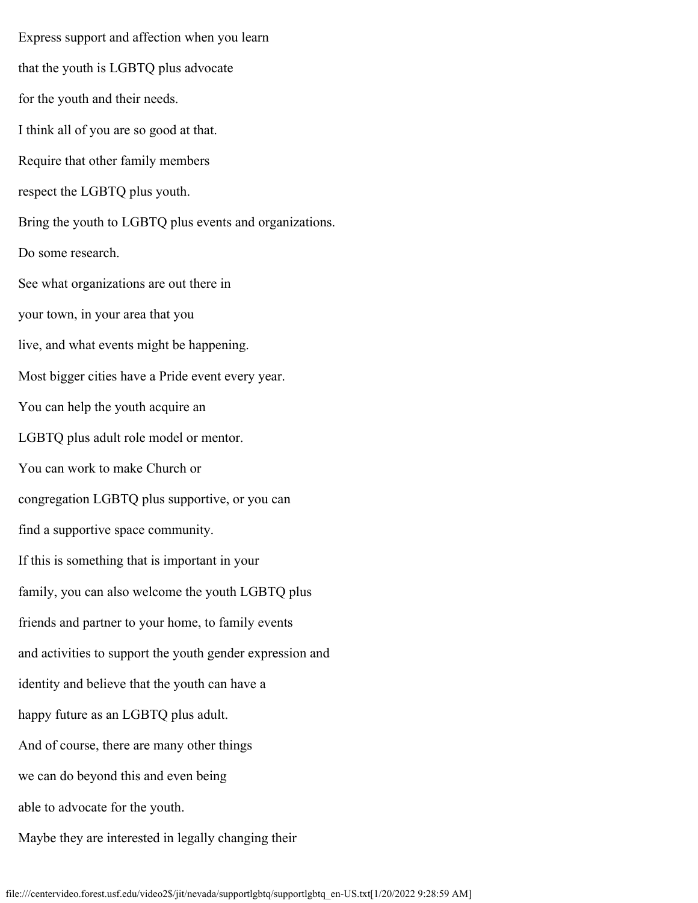Express support and affection when you learn

that the youth is LGBTQ plus advocate

for the youth and their needs.

I think all of you are so good at that.

Require that other family members

respect the LGBTQ plus youth.

Bring the youth to LGBTQ plus events and organizations.

Do some research.

See what organizations are out there in

your town, in your area that you

live, and what events might be happening.

Most bigger cities have a Pride event every year.

You can help the youth acquire an

LGBTQ plus adult role model or mentor.

You can work to make Church or

congregation LGBTQ plus supportive, or you can

find a supportive space community.

If this is something that is important in your

family, you can also welcome the youth LGBTQ plus

friends and partner to your home, to family events

and activities to support the youth gender expression and

identity and believe that the youth can have a

happy future as an LGBTQ plus adult.

And of course, there are many other things

we can do beyond this and even being

able to advocate for the youth.

Maybe they are interested in legally changing their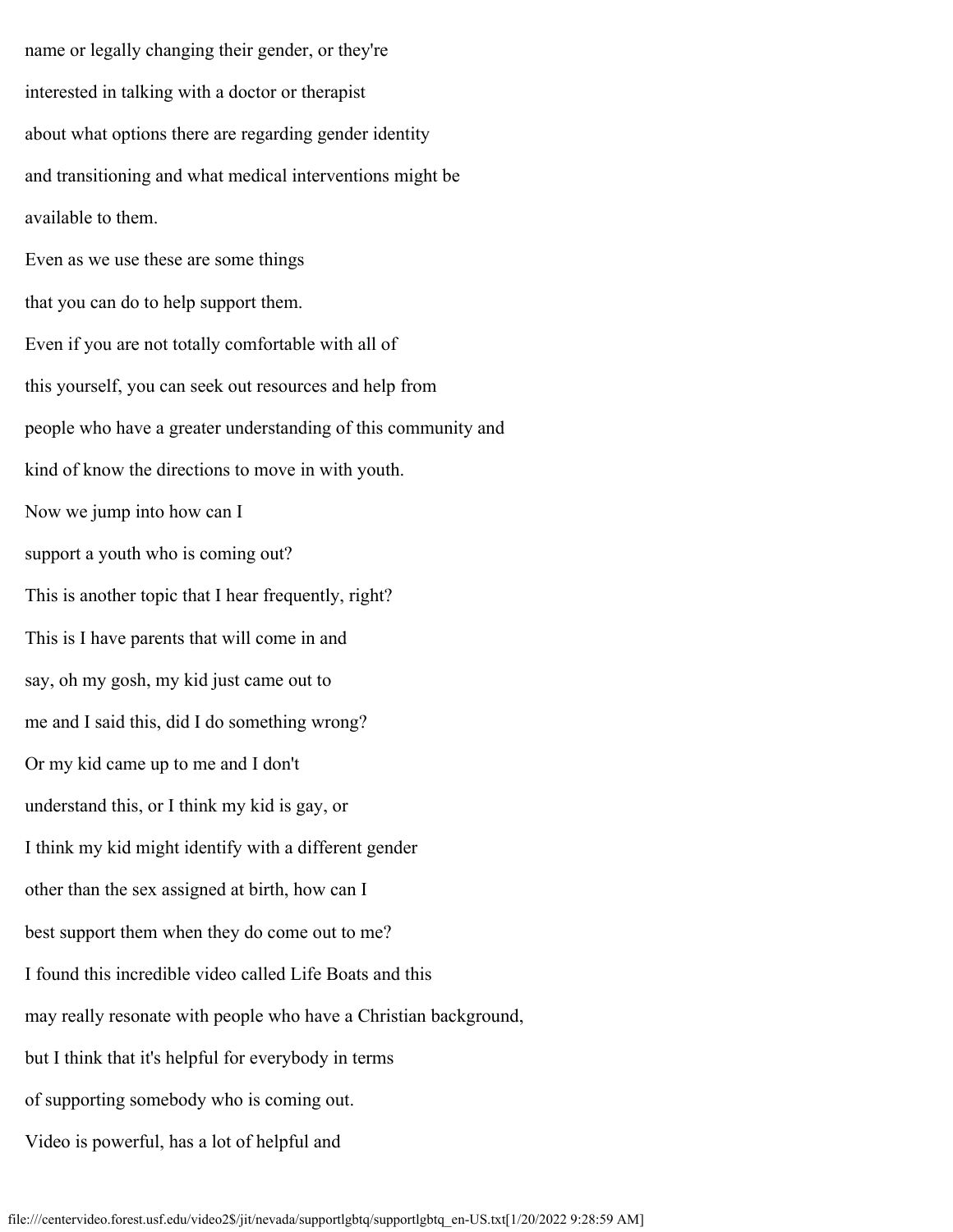name or legally changing their gender, or they're

interested in talking with a doctor or therapist

about what options there are regarding gender identity

and transitioning and what medical interventions might be

available to them.

Even as we use these are some things

that you can do to help support them.

Even if you are not totally comfortable with all of

this yourself, you can seek out resources and help from

people who have a greater understanding of this community and

kind of know the directions to move in with youth.

Now we jump into how can I

support a youth who is coming out?

This is another topic that I hear frequently, right?

This is I have parents that will come in and

say, oh my gosh, my kid just came out to

me and I said this, did I do something wrong?

Or my kid came up to me and I don't

understand this, or I think my kid is gay, or

I think my kid might identify with a different gender

other than the sex assigned at birth, how can I

best support them when they do come out to me?

I found this incredible video called Life Boats and this

may really resonate with people who have a Christian background,

but I think that it's helpful for everybody in terms

of supporting somebody who is coming out.

Video is powerful, has a lot of helpful and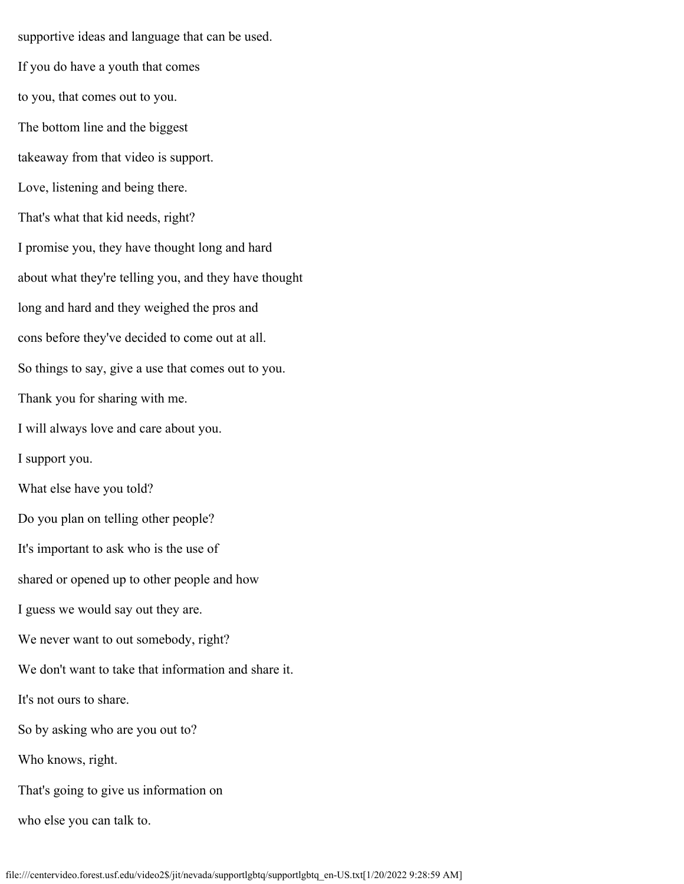supportive ideas and language that can be used.

If you do have a youth that comes

to you, that comes out to you.

The bottom line and the biggest

takeaway from that video is support.

Love, listening and being there.

That's what that kid needs, right?

I promise you, they have thought long and hard

about what they're telling you, and they have thought

long and hard and they weighed the pros and

cons before they've decided to come out at all.

So things to say, give a use that comes out to you.

Thank you for sharing with me.

I will always love and care about you.

I support you.

What else have you told?

Do you plan on telling other people?

It's important to ask who is the use of

shared or opened up to other people and how

I guess we would say out they are.

We never want to out somebody, right?

We don't want to take that information and share it.

It's not ours to share.

So by asking who are you out to?

Who knows, right.

That's going to give us information on

who else you can talk to.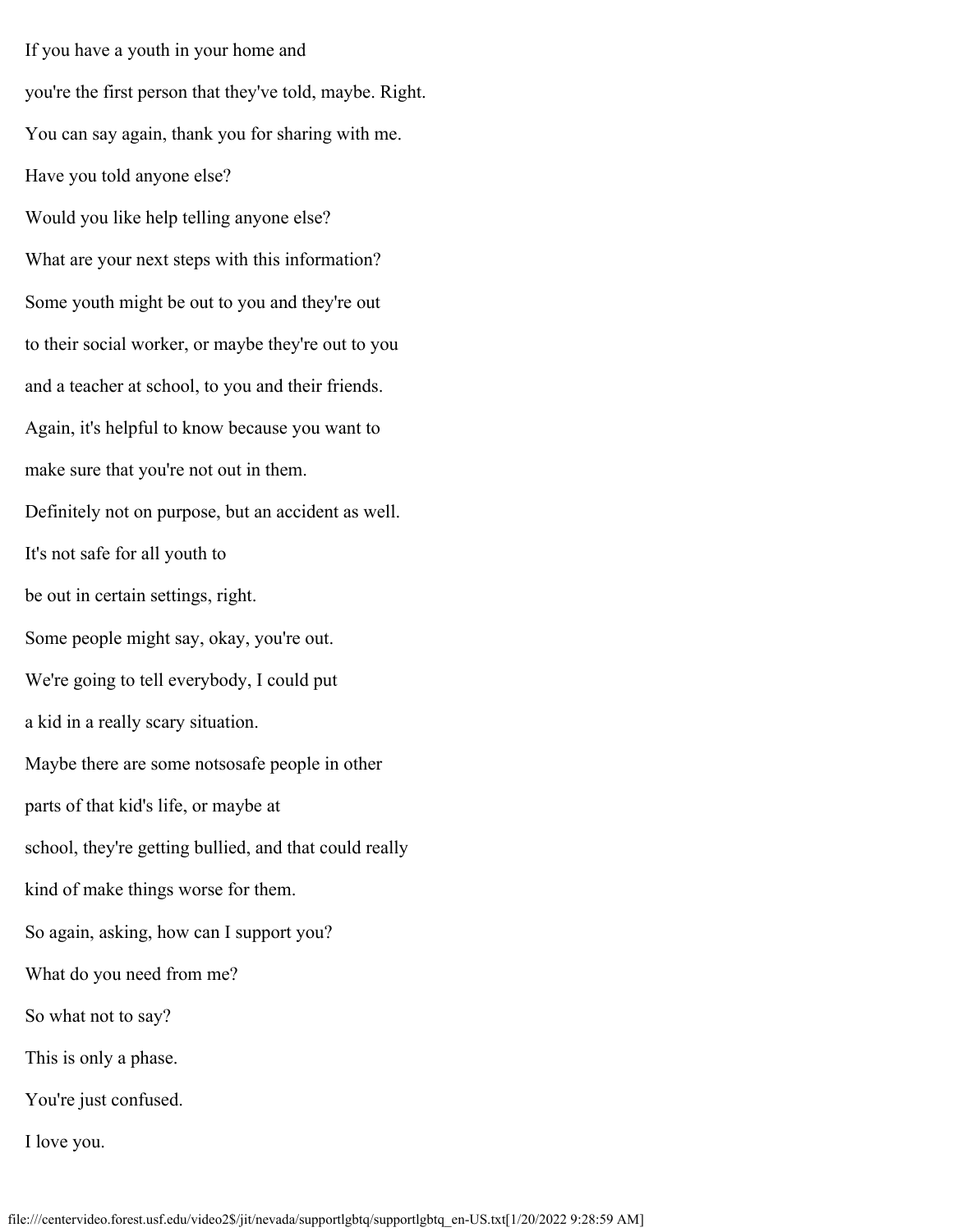If you have a youth in your home and

you're the first person that they've told, maybe. Right.

You can say again, thank you for sharing with me.

Have you told anyone else?

Would you like help telling anyone else?

What are your next steps with this information?

Some youth might be out to you and they're out

to their social worker, or maybe they're out to you

and a teacher at school, to you and their friends.

Again, it's helpful to know because you want to

make sure that you're not out in them.

Definitely not on purpose, but an accident as well.

It's not safe for all youth to

be out in certain settings, right.

Some people might say, okay, you're out.

We're going to tell everybody, I could put

a kid in a really scary situation.

Maybe there are some notsosafe people in other

parts of that kid's life, or maybe at

school, they're getting bullied, and that could really

kind of make things worse for them.

So again, asking, how can I support you?

What do you need from me?

So what not to say?

This is only a phase.

You're just confused.

I love you.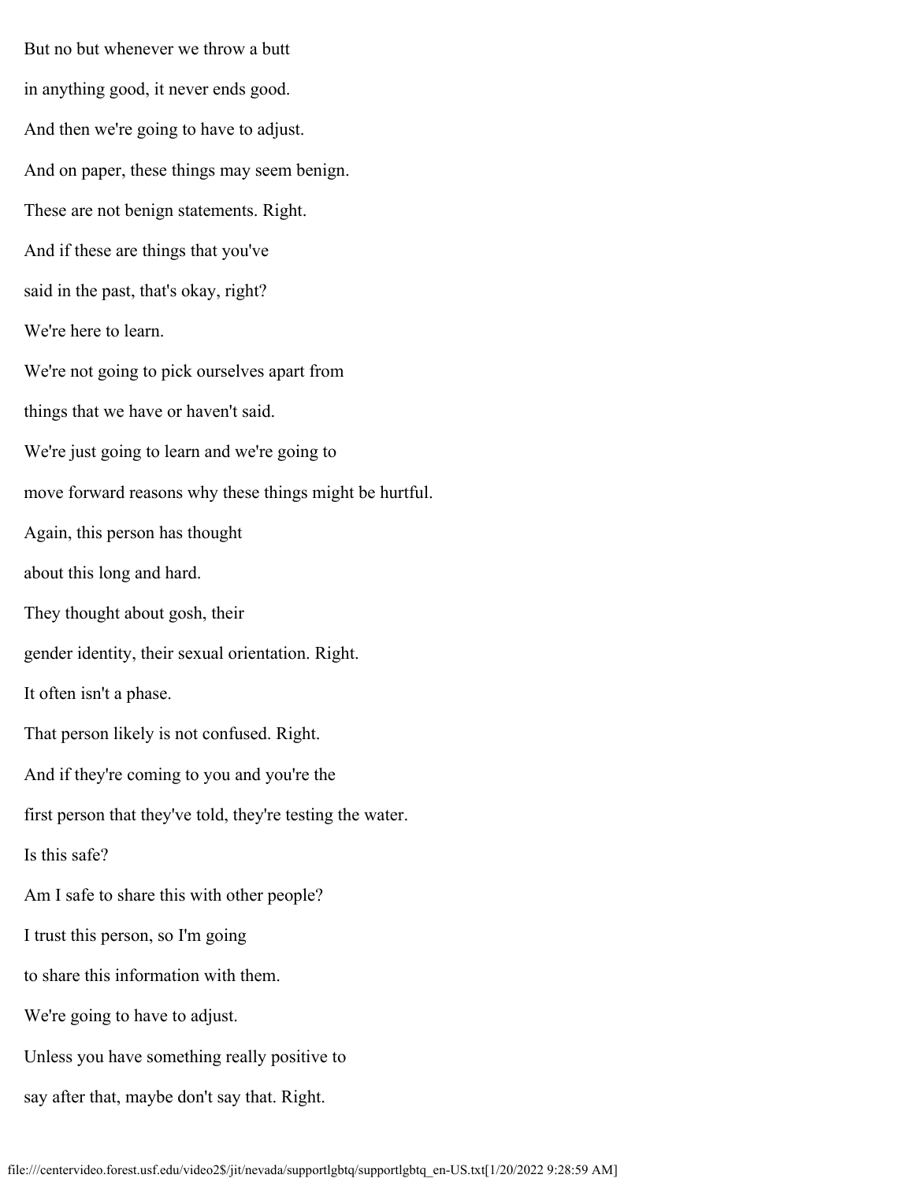But no but whenever we throw a butt

in anything good, it never ends good.

And then we're going to have to adjust.

And on paper, these things may seem benign.

These are not benign statements. Right.

And if these are things that you've

said in the past, that's okay, right?

We're here to learn.

We're not going to pick ourselves apart from

things that we have or haven't said.

We're just going to learn and we're going to

move forward reasons why these things might be hurtful.

Again, this person has thought

about this long and hard.

They thought about gosh, their

gender identity, their sexual orientation. Right.

It often isn't a phase.

That person likely is not confused. Right.

And if they're coming to you and you're the

first person that they've told, they're testing the water.

Is this safe?

Am I safe to share this with other people?

I trust this person, so I'm going

to share this information with them.

We're going to have to adjust.

Unless you have something really positive to

say after that, maybe don't say that. Right.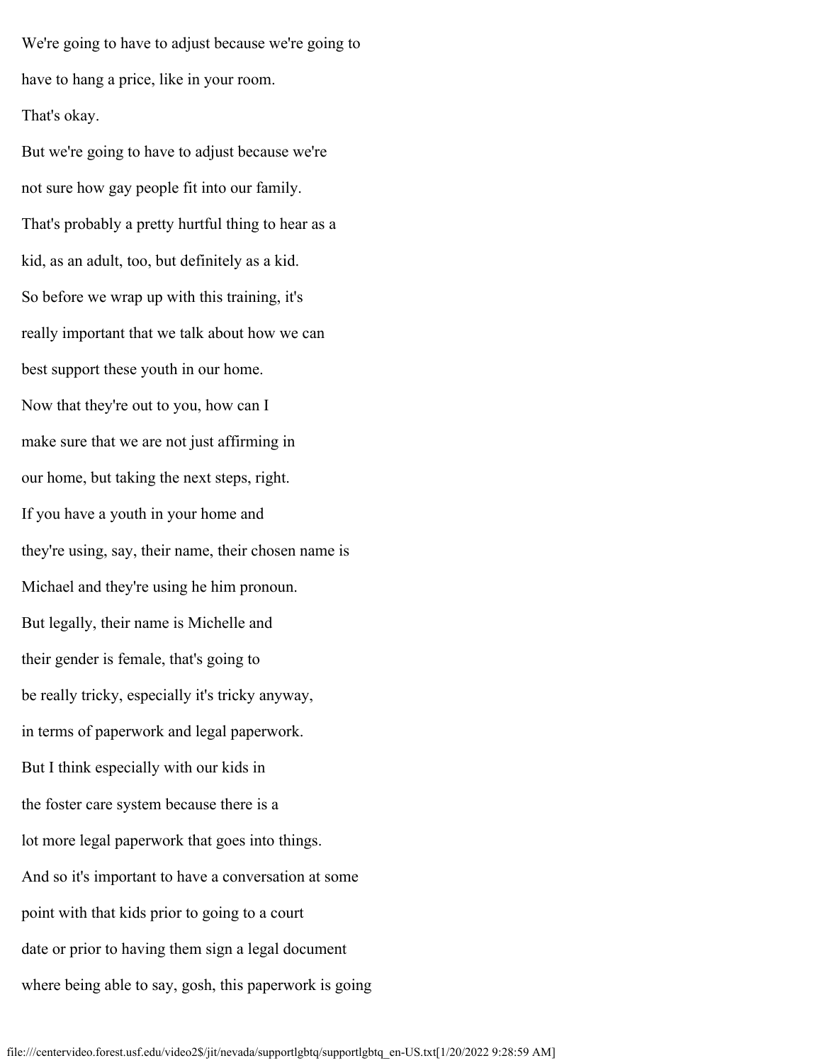We're going to have to adjust because we're going to

have to hang a price, like in your room.

That's okay.

But we're going to have to adjust because we're

not sure how gay people fit into our family.

That's probably a pretty hurtful thing to hear as a

kid, as an adult, too, but definitely as a kid.

So before we wrap up with this training, it's

really important that we talk about how we can

best support these youth in our home.

Now that they're out to you, how can I

make sure that we are not just affirming in

our home, but taking the next steps, right.

If you have a youth in your home and

they're using, say, their name, their chosen name is

Michael and they're using he him pronoun.

But legally, their name is Michelle and

their gender is female, that's going to

be really tricky, especially it's tricky anyway,

in terms of paperwork and legal paperwork.

But I think especially with our kids in

the foster care system because there is a

lot more legal paperwork that goes into things.

And so it's important to have a conversation at some

point with that kids prior to going to a court

date or prior to having them sign a legal document

where being able to say, gosh, this paperwork is going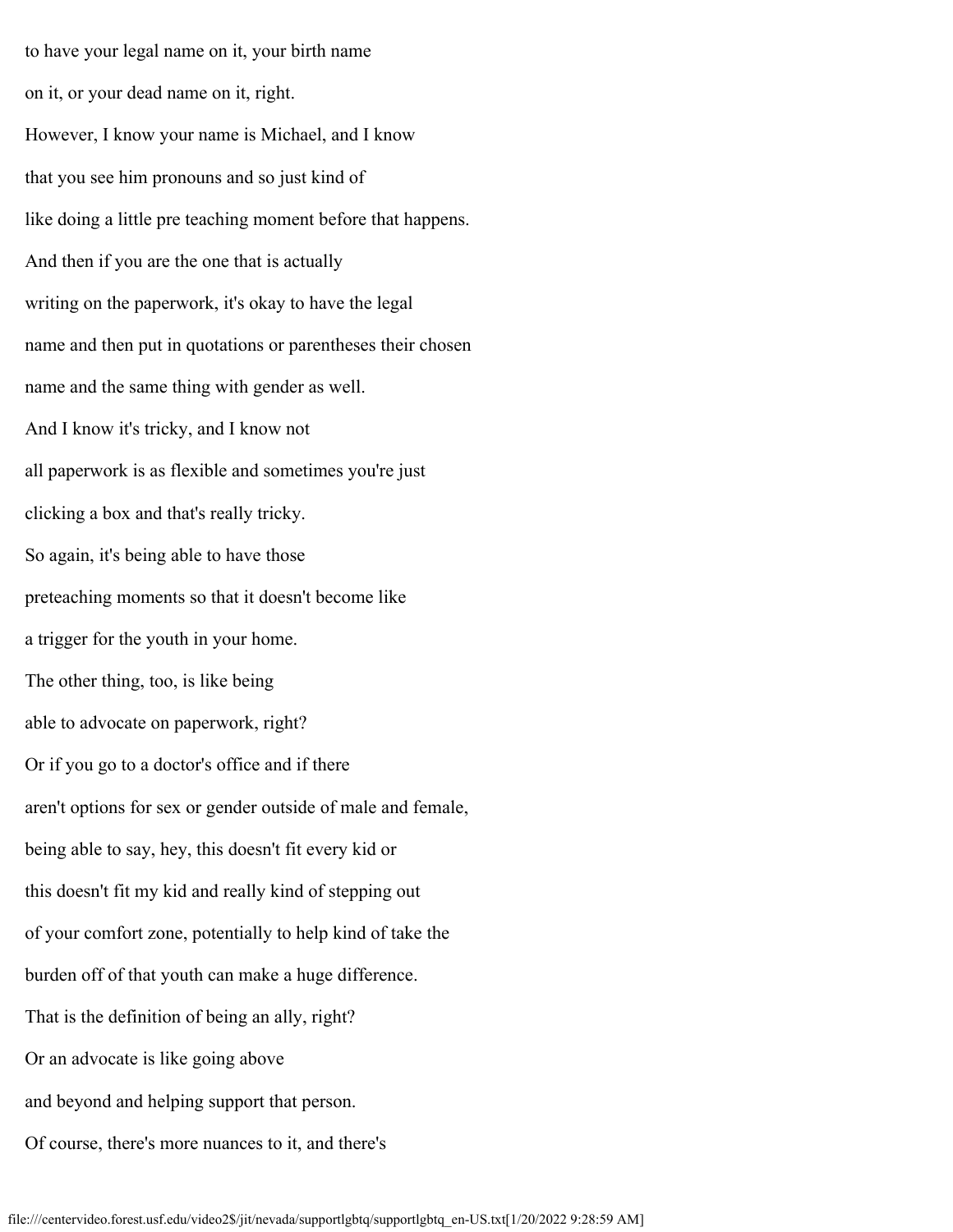to have your legal name on it, your birth name

on it, or your dead name on it, right.

However, I know your name is Michael, and I know

that you see him pronouns and so just kind of

like doing a little pre teaching moment before that happens.

And then if you are the one that is actually

writing on the paperwork, it's okay to have the legal

name and then put in quotations or parentheses their chosen

name and the same thing with gender as well.

And I know it's tricky, and I know not

all paperwork is as flexible and sometimes you're just

clicking a box and that's really tricky.

So again, it's being able to have those

preteaching moments so that it doesn't become like

a trigger for the youth in your home.

The other thing, too, is like being

able to advocate on paperwork, right?

Or if you go to a doctor's office and if there

aren't options for sex or gender outside of male and female,

being able to say, hey, this doesn't fit every kid or

this doesn't fit my kid and really kind of stepping out

of your comfort zone, potentially to help kind of take the

burden off of that youth can make a huge difference.

That is the definition of being an ally, right?

Or an advocate is like going above

and beyond and helping support that person.

Of course, there's more nuances to it, and there's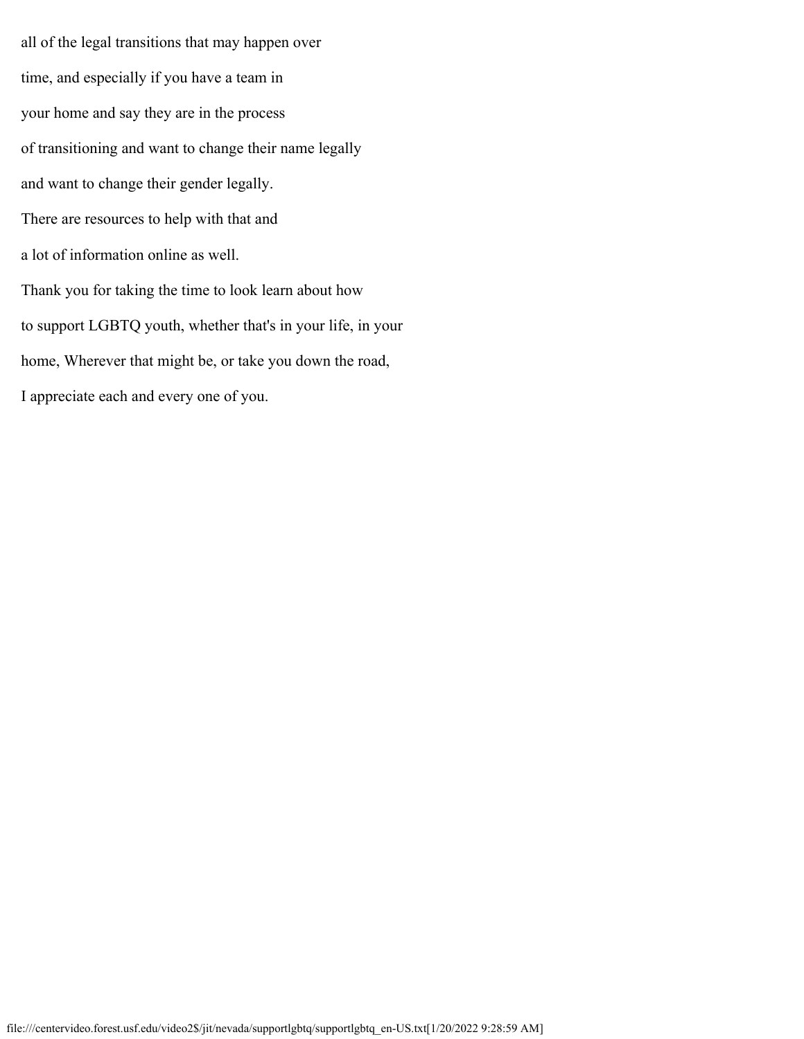all of the legal transitions that may happen over

time, and especially if you have a team in

your home and say they are in the process

of transitioning and want to change their name legally

and want to change their gender legally.

There are resources to help with that and

a lot of information online as well.

Thank you for taking the time to look learn about how

to support LGBTQ youth, whether that's in your life, in your

home, Wherever that might be, or take you down the road,

I appreciate each and every one of you.